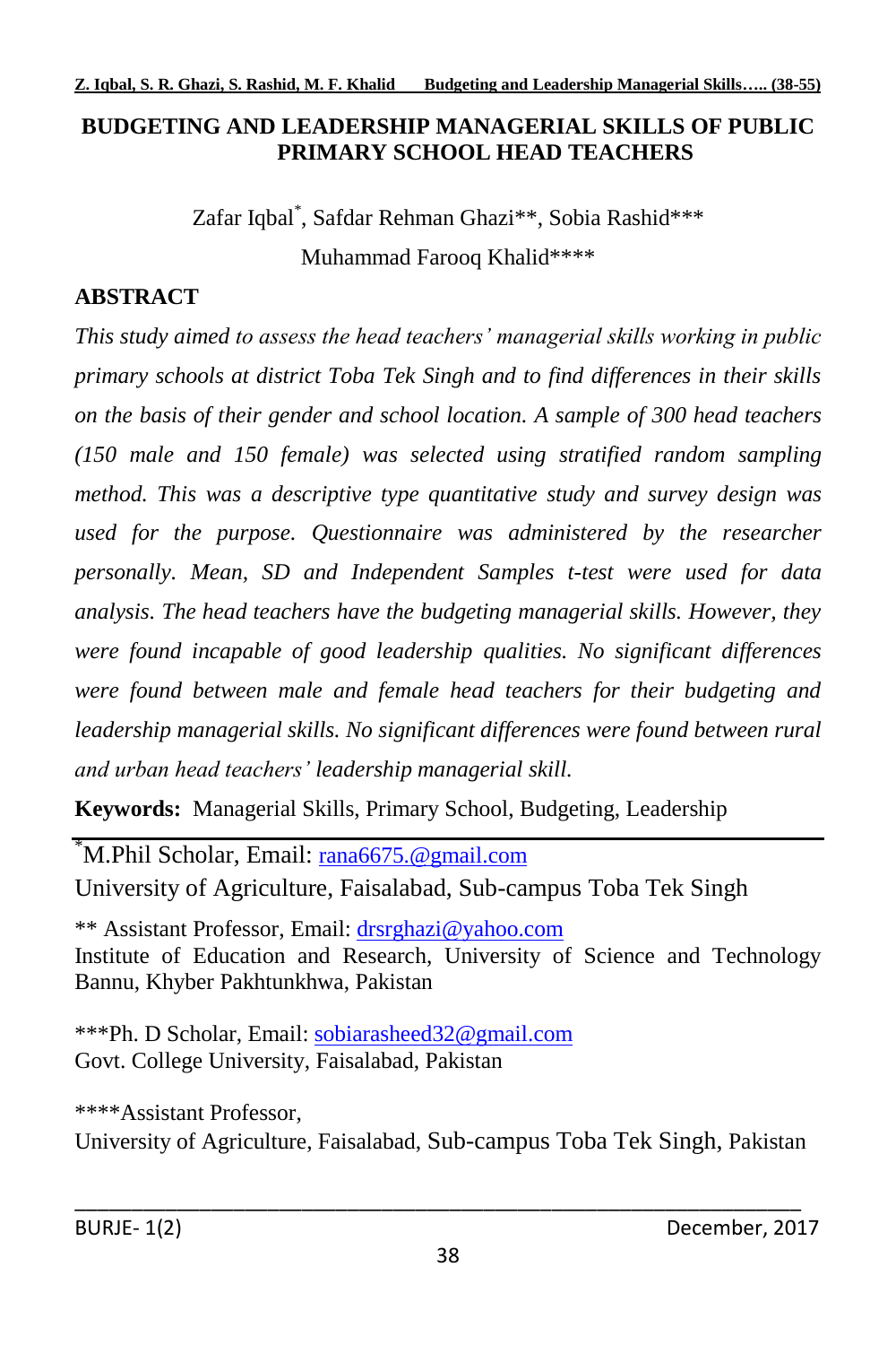# BUDGETING AND LEADERSHIP MANAGERIAL SKILLS OF PUBLIC PRIMARY SCHOOL HEAD TEACHERS

Zafar Iqbal*, Safdar Rehman Ghazi**, Sobia Rashid***

Muhammad Farooq Khalid****

## ABSTRACT

*This study aimed to assess the head teachers' managerial skills working in public primary schools at district Toba Tek Singh and to find differences in their skills on the basis of their gender and school location. A sample of 300 head teachers (150 male and 150 female) was selected using stratified random sampling method. This was a descriptive type quantitative study and survey design was used for the purpose. Questionnaire was administered by the researcher personally. Mean, SD and Independent Samples t-test were used for data analysis. The head teachers have the budgeting managerial skills. However, they were found incapable of good leadership qualities. No significant differences were found between male and female head teachers for their budgeting and leadership managerial skills. No significant differences were found between rural and urban head teachers' leadership managerial skill.*

**Keywords:** Managerial Skills, Primary School, Budgeting, Leadership

---

*M.Phil Scholar, Email: rana6675.@gmail.com
University of Agriculture, Faisalabad, Sub-campus Toba Tek Singh

** Assistant Professor, Email: drsrghazi@yahoo.com
Institute of Education and Research, University of Science and Technology Bannu, Khyber Pakhtunkhwa, Pakistan

***Ph. D Scholar, Email: sobiarasheed32@gmail.com
Govt. College University, Faisalabad, Pakistan

****Assistant Professor,
University of Agriculture, Faisalabad, Sub-campus Toba Tek Singh, Pakistan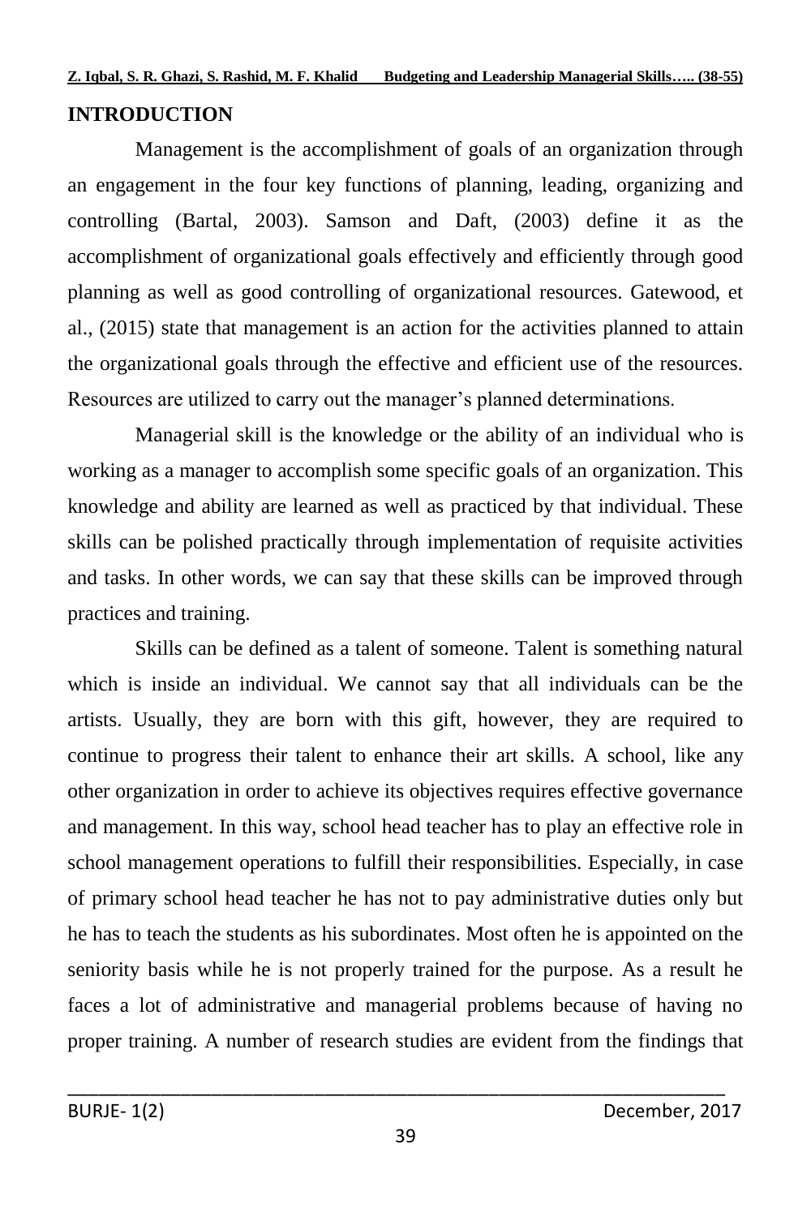## INTRODUCTION

Management is the accomplishment of goals of an organization through an engagement in the four key functions of planning, leading, organizing and controlling (Bartal, 2003). Samson and Daft, (2003) define it as the accomplishment of organizational goals effectively and efficiently through good planning as well as good controlling of organizational resources. Gatewood, et al., (2015) state that management is an action for the activities planned to attain the organizational goals through the effective and efficient use of the resources. Resources are utilized to carry out the manager's planned determinations.

Managerial skill is the knowledge or the ability of an individual who is working as a manager to accomplish some specific goals of an organization. This knowledge and ability are learned as well as practiced by that individual. These skills can be polished practically through implementation of requisite activities and tasks. In other words, we can say that these skills can be improved through practices and training.

Skills can be defined as a talent of someone. Talent is something natural which is inside an individual. We cannot say that all individuals can be the artists. Usually, they are born with this gift, however, they are required to continue to progress their talent to enhance their art skills. A school, like any other organization in order to achieve its objectives requires effective governance and management. In this way, school head teacher has to play an effective role in school management operations to fulfill their responsibilities. Especially, in case of primary school head teacher he has not to pay administrative duties only but he has to teach the students as his subordinates. Most often he is appointed on the seniority basis while he is not properly trained for the purpose. As a result he faces a lot of administrative and managerial problems because of having no proper training. A number of research studies are evident from the findings that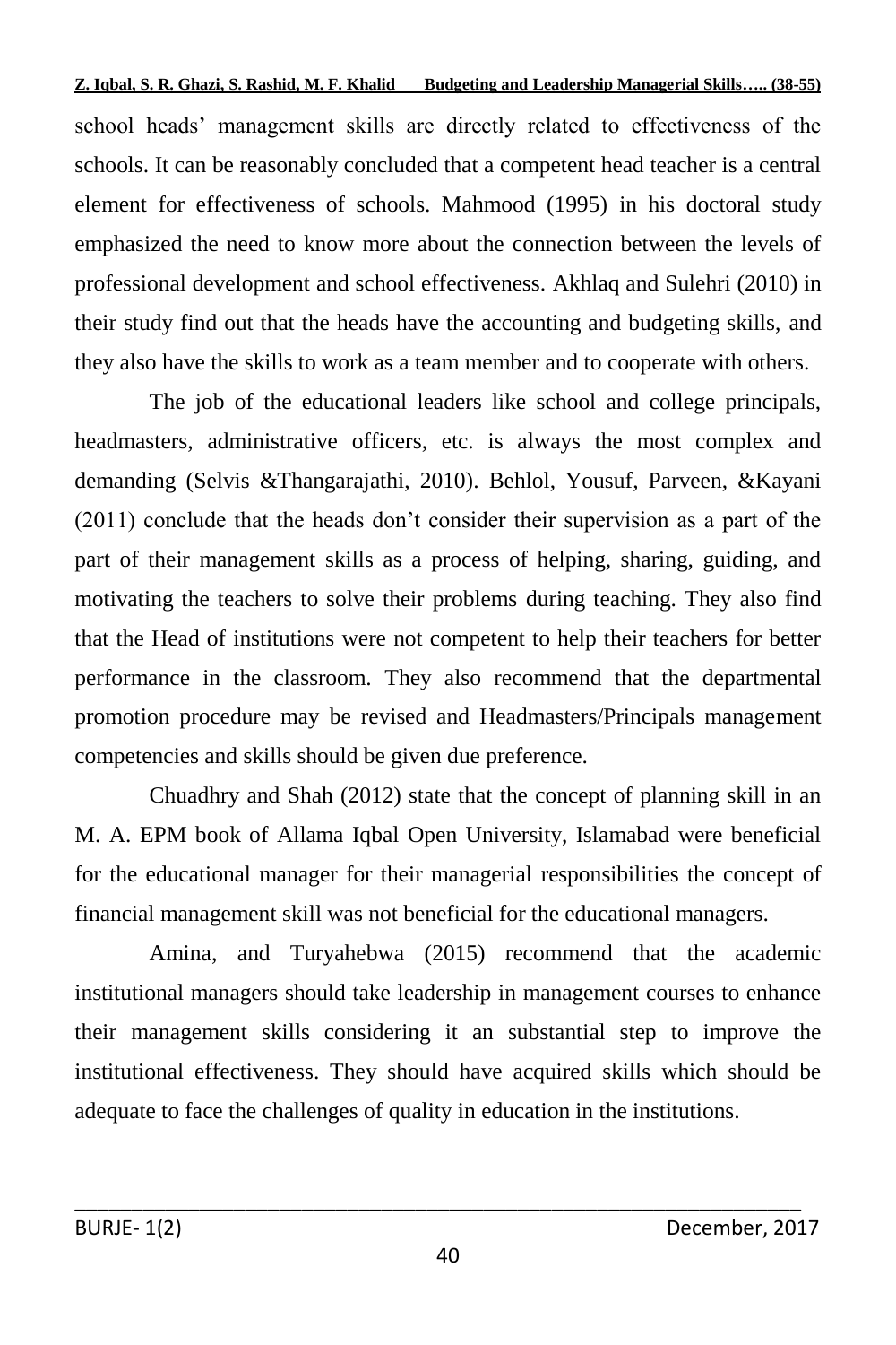school heads' management skills are directly related to effectiveness of the schools. It can be reasonably concluded that a competent head teacher is a central element for effectiveness of schools. Mahmood (1995) in his doctoral study emphasized the need to know more about the connection between the levels of professional development and school effectiveness. Akhlaq and Sulehri (2010) in their study find out that the heads have the accounting and budgeting skills, and they also have the skills to work as a team member and to cooperate with others.

The job of the educational leaders like school and college principals, headmasters, administrative officers, etc. is always the most complex and demanding (Selvis &Thangarajathi, 2010). Behlol, Yousuf, Parveen, &Kayani (2011) conclude that the heads don't consider their supervision as a part of the part of their management skills as a process of helping, sharing, guiding, and motivating the teachers to solve their problems during teaching. They also find that the Head of institutions were not competent to help their teachers for better performance in the classroom. They also recommend that the departmental promotion procedure may be revised and Headmasters/Principals management competencies and skills should be given due preference.

Chuadhry and Shah (2012) state that the concept of planning skill in an M. A. EPM book of Allama Iqbal Open University, Islamabad were beneficial for the educational manager for their managerial responsibilities the concept of financial management skill was not beneficial for the educational managers.

Amina, and Turyahebwa (2015) recommend that the academic institutional managers should take leadership in management courses to enhance their management skills considering it an substantial step to improve the institutional effectiveness. They should have acquired skills which should be adequate to face the challenges of quality in education in the institutions.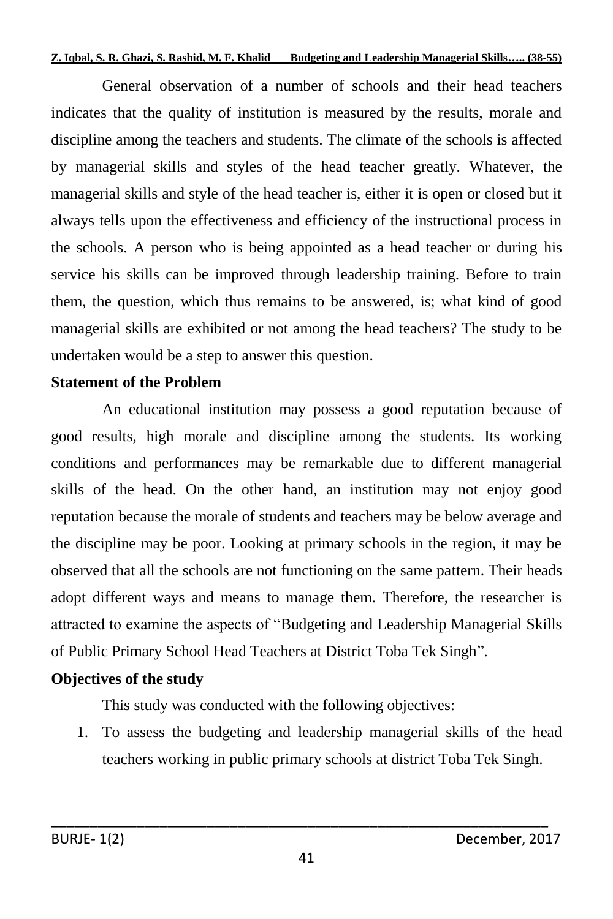General observation of a number of schools and their head teachers indicates that the quality of institution is measured by the results, morale and discipline among the teachers and students. The climate of the schools is affected by managerial skills and styles of the head teacher greatly. Whatever, the managerial skills and style of the head teacher is, either it is open or closed but it always tells upon the effectiveness and efficiency of the instructional process in the schools. A person who is being appointed as a head teacher or during his service his skills can be improved through leadership training. Before to train them, the question, which thus remains to be answered, is; what kind of good managerial skills are exhibited or not among the head teachers? The study to be undertaken would be a step to answer this question.

**Statement of the Problem**

An educational institution may possess a good reputation because of good results, high morale and discipline among the students. Its working conditions and performances may be remarkable due to different managerial skills of the head. On the other hand, an institution may not enjoy good reputation because the morale of students and teachers may be below average and the discipline may be poor. Looking at primary schools in the region, it may be observed that all the schools are not functioning on the same pattern. Their heads adopt different ways and means to manage them. Therefore, the researcher is attracted to examine the aspects of "Budgeting and Leadership Managerial Skills of Public Primary School Head Teachers at District Toba Tek Singh".

**Objectives of the study**

This study was conducted with the following objectives:

1. To assess the budgeting and leadership managerial skills of the head teachers working in public primary schools at district Toba Tek Singh.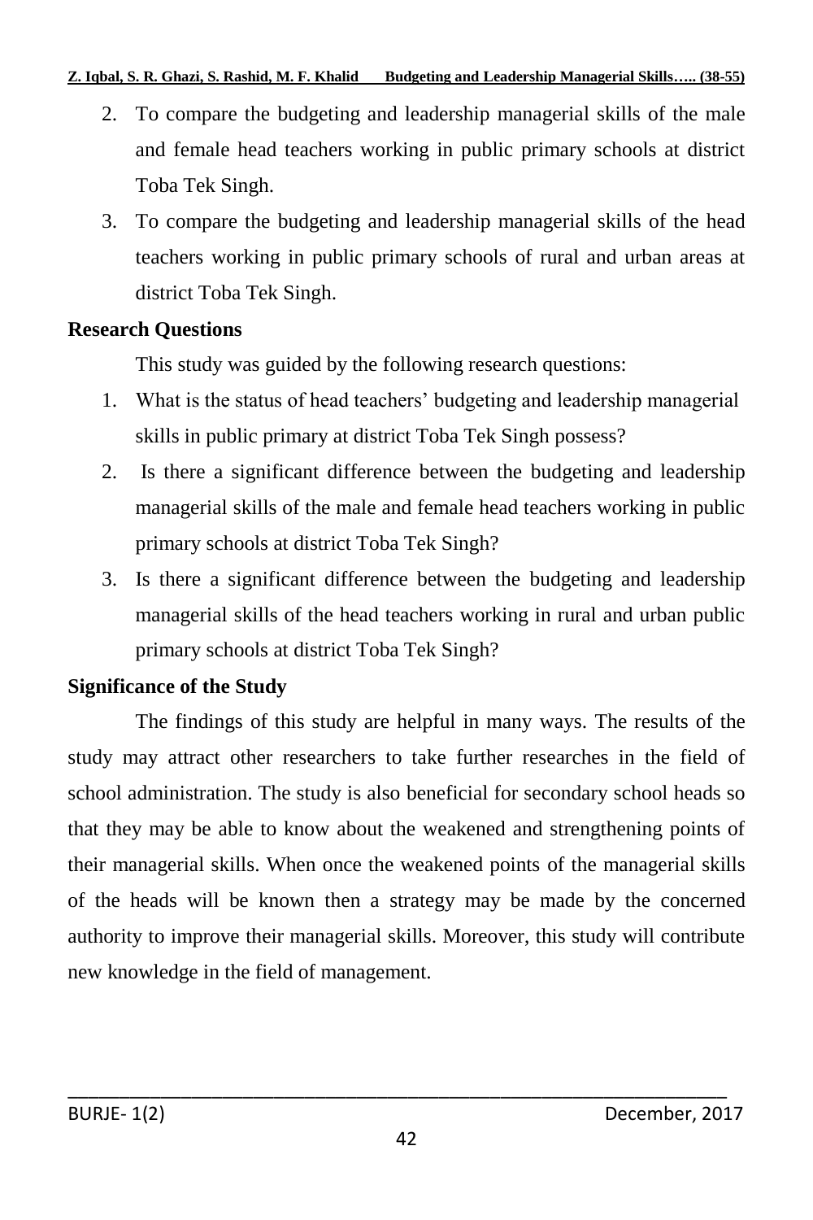2. To compare the budgeting and leadership managerial skills of the male and female head teachers working in public primary schools at district Toba Tek Singh.
3. To compare the budgeting and leadership managerial skills of the head teachers working in public primary schools of rural and urban areas at district Toba Tek Singh.

## Research Questions

This study was guided by the following research questions:

1. What is the status of head teachers' budgeting and leadership managerial skills in public primary at district Toba Tek Singh possess?
2. Is there a significant difference between the budgeting and leadership managerial skills of the male and female head teachers working in public primary schools at district Toba Tek Singh?
3. Is there a significant difference between the budgeting and leadership managerial skills of the head teachers working in rural and urban public primary schools at district Toba Tek Singh?

## Significance of the Study

The findings of this study are helpful in many ways. The results of the study may attract other researchers to take further researches in the field of school administration. The study is also beneficial for secondary school heads so that they may be able to know about the weakened and strengthening points of their managerial skills. When once the weakened points of the managerial skills of the heads will be known then a strategy may be made by the concerned authority to improve their managerial skills. Moreover, this study will contribute new knowledge in the field of management.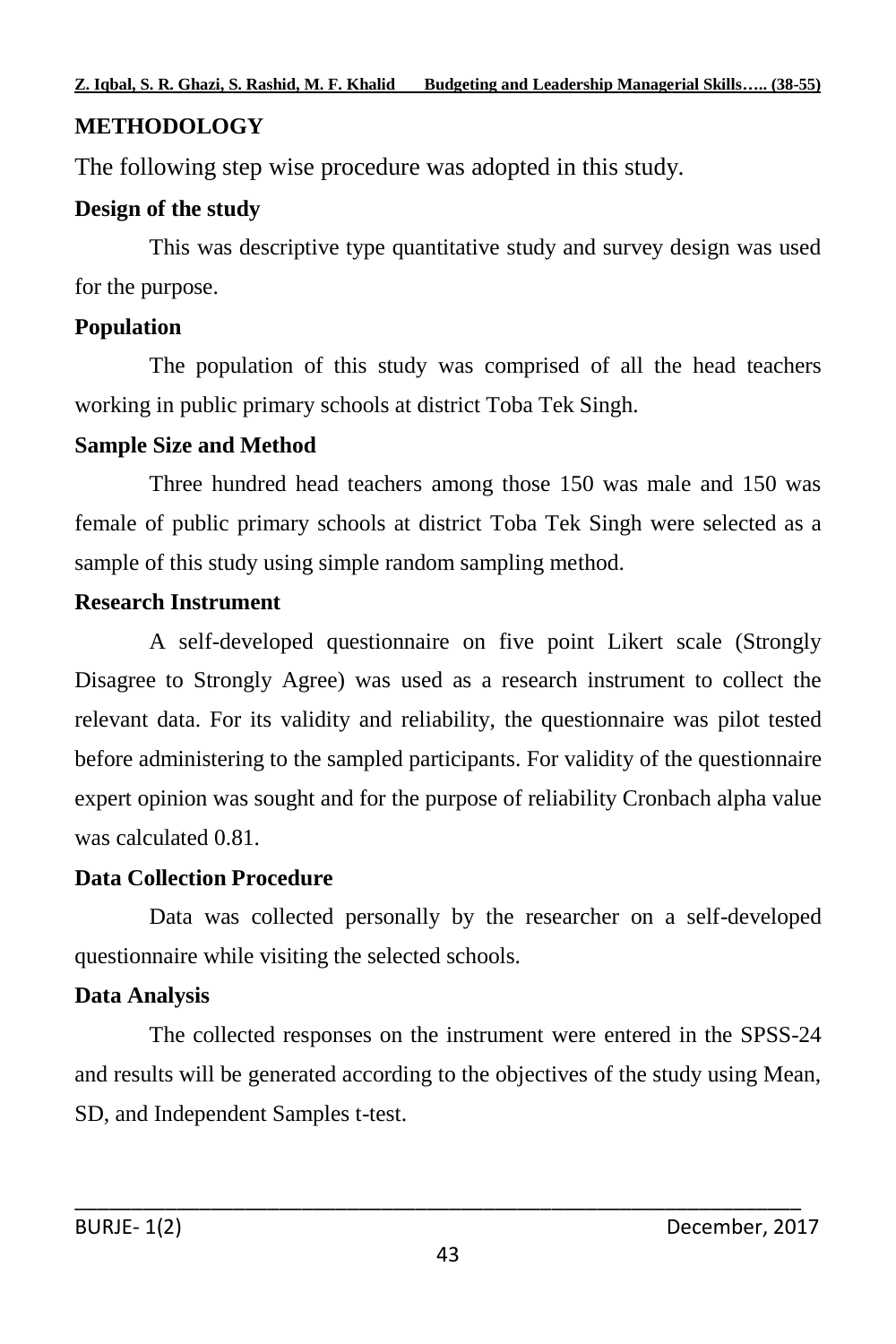## METHODOLOGY

The following step wise procedure was adopted in this study.

### Design of the study

This was descriptive type quantitative study and survey design was used for the purpose.

### Population

The population of this study was comprised of all the head teachers working in public primary schools at district Toba Tek Singh.

### Sample Size and Method

Three hundred head teachers among those 150 was male and 150 was female of public primary schools at district Toba Tek Singh were selected as a sample of this study using simple random sampling method.

### Research Instrument

A self-developed questionnaire on five point Likert scale (Strongly Disagree to Strongly Agree) was used as a research instrument to collect the relevant data. For its validity and reliability, the questionnaire was pilot tested before administering to the sampled participants. For validity of the questionnaire expert opinion was sought and for the purpose of reliability Cronbach alpha value was calculated 0.81.

### Data Collection Procedure

Data was collected personally by the researcher on a self-developed questionnaire while visiting the selected schools.

### Data Analysis

The collected responses on the instrument were entered in the SPSS-24 and results will be generated according to the objectives of the study using Mean, SD, and Independent Samples t-test.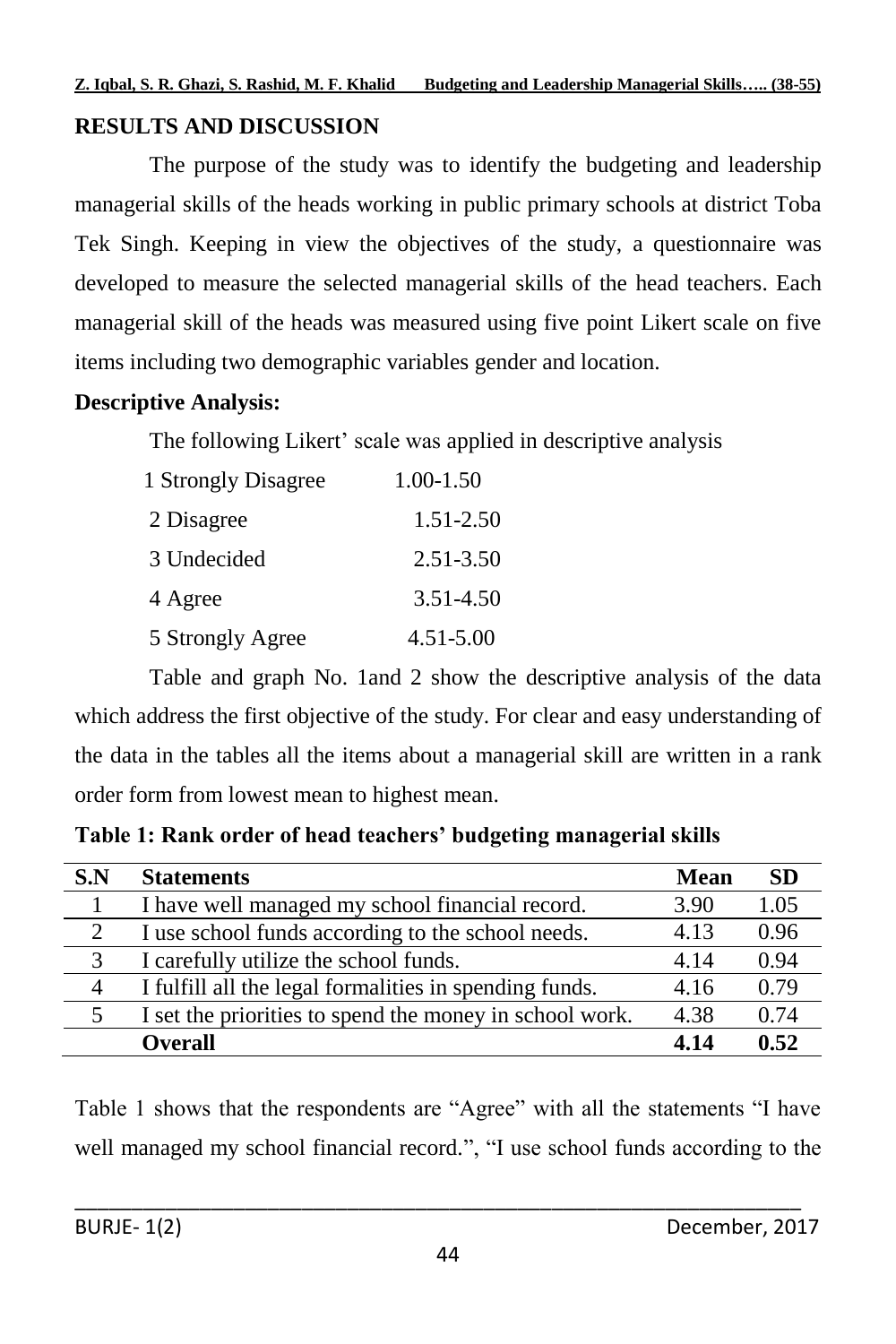## RESULTS AND DISCUSSION

The purpose of the study was to identify the budgeting and leadership managerial skills of the heads working in public primary schools at district Toba Tek Singh. Keeping in view the objectives of the study, a questionnaire was developed to measure the selected managerial skills of the head teachers. Each managerial skill of the heads was measured using five point Likert scale on five items including two demographic variables gender and location.

**Descriptive Analysis:**

The following Likert' scale was applied in descriptive analysis

1 Strongly Disagree 1.00-1.50

2 Disagree 1.51-2.50

3 Undecided 2.51-3.50

4 Agree 3.51-4.50

5 Strongly Agree 4.51-5.00

Table and graph No. 1and 2 show the descriptive analysis of the data which address the first objective of the study. For clear and easy understanding of the data in the tables all the items about a managerial skill are written in a rank order form from lowest mean to highest mean.

**Table 1: Rank order of head teachers' budgeting managerial skills**

| S.N | Statements | Mean | SD |
|---|---|---|---|
| 1 | I have well managed my school financial record. | 3.90 | 1.05 |
| 2 | I use school funds according to the school needs. | 4.13 | 0.96 |
| 3 | I carefully utilize the school funds. | 4.14 | 0.94 |
| 4 | I fulfill all the legal formalities in spending funds. | 4.16 | 0.79 |
| 5 | I set the priorities to spend the money in school work. | 4.38 | 0.74 |
| | **Overall** | **4.14** | **0.52** |

Table 1 shows that the respondents are "Agree" with all the statements "I have well managed my school financial record.", "I use school funds according to the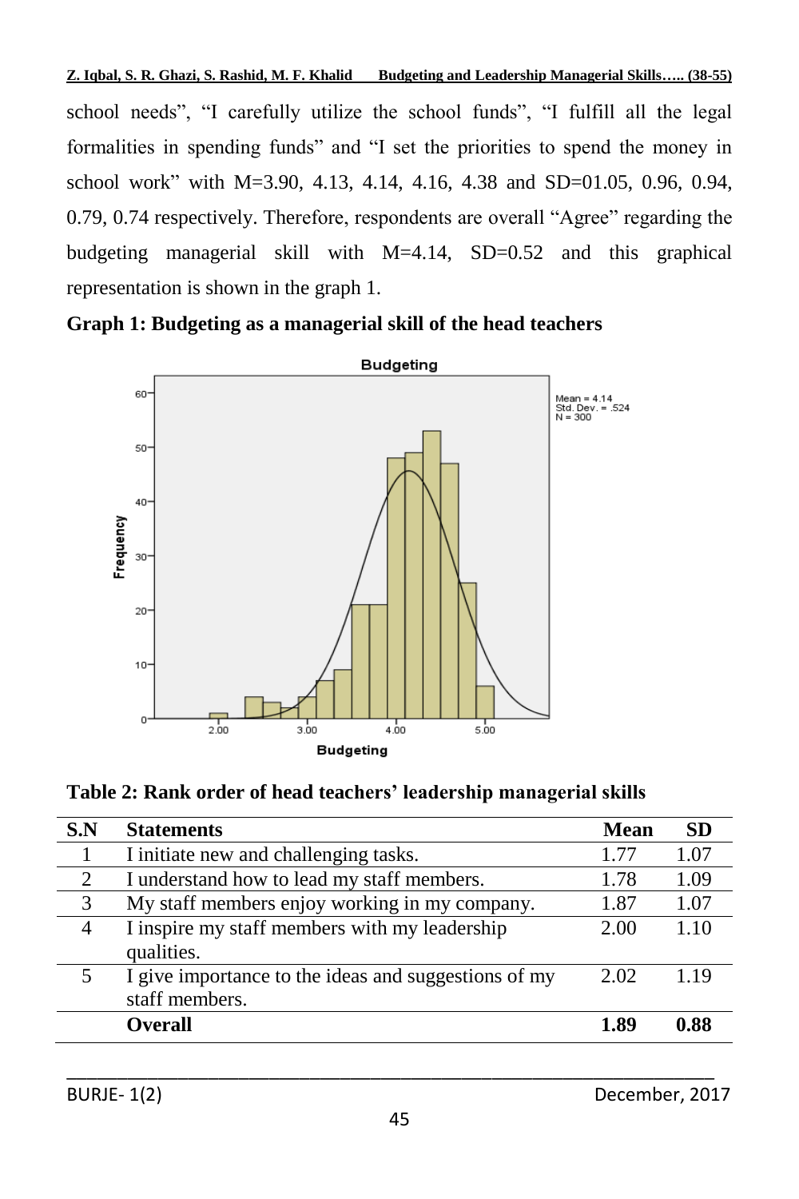school needs", "I carefully utilize the school funds", "I fulfill all the legal formalities in spending funds" and "I set the priorities to spend the money in school work" with M=3.90, 4.13, 4.14, 4.16, 4.38 and SD=01.05, 0.96, 0.94, 0.79, 0.74 respectively. Therefore, respondents are overall "Agree" regarding the budgeting managerial skill with M=4.14, SD=0.52 and this graphical representation is shown in the graph 1.

**Graph 1: Budgeting as a managerial skill of the head teachers**

**Table 2: Rank order of head teachers' leadership managerial skills**

| S.N | Statements | Mean | SD |
|---|---|---|---|
| 1 | I initiate new and challenging tasks. | 1.77 | 1.07 |
| 2 | I understand how to lead my staff members. | 1.78 | 1.09 |
| 3 | My staff members enjoy working in my company. | 1.87 | 1.07 |
| 4 | I inspire my staff members with my leadership qualities. | 2.00 | 1.10 |
| 5 | I give importance to the ideas and suggestions of my staff members. | 2.02 | 1.19 |
| | **Overall** | **1.89** | **0.88** |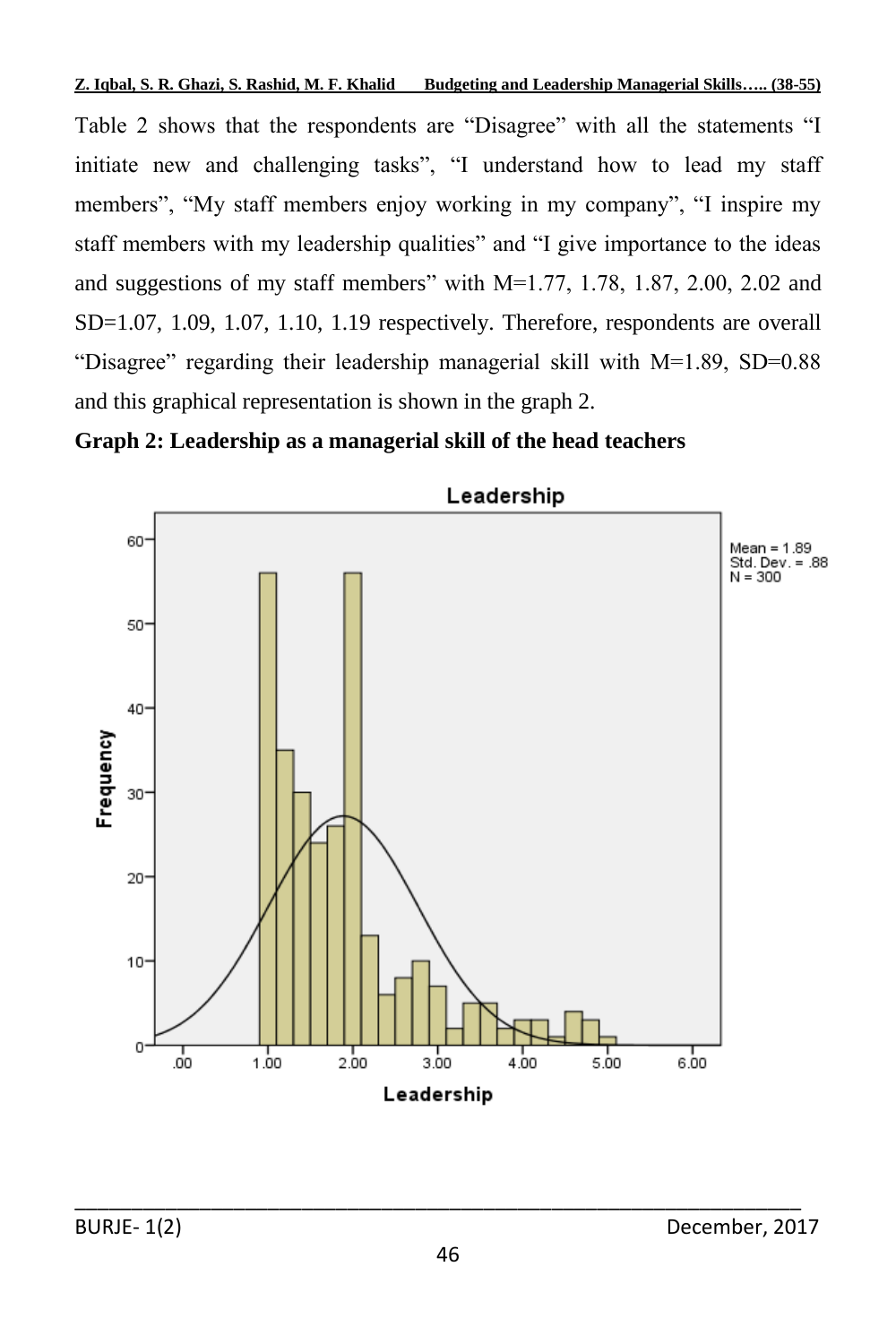Table 2 shows that the respondents are "Disagree" with all the statements "I initiate new and challenging tasks", "I understand how to lead my staff members", "My staff members enjoy working in my company", "I inspire my staff members with my leadership qualities" and "I give importance to the ideas and suggestions of my staff members" with M=1.77, 1.78, 1.87, 2.00, 2.02 and SD=1.07, 1.09, 1.07, 1.10, 1.19 respectively. Therefore, respondents are overall "Disagree" regarding their leadership managerial skill with M=1.89, SD=0.88 and this graphical representation is shown in the graph 2.

**Graph 2: Leadership as a managerial skill of the head teachers**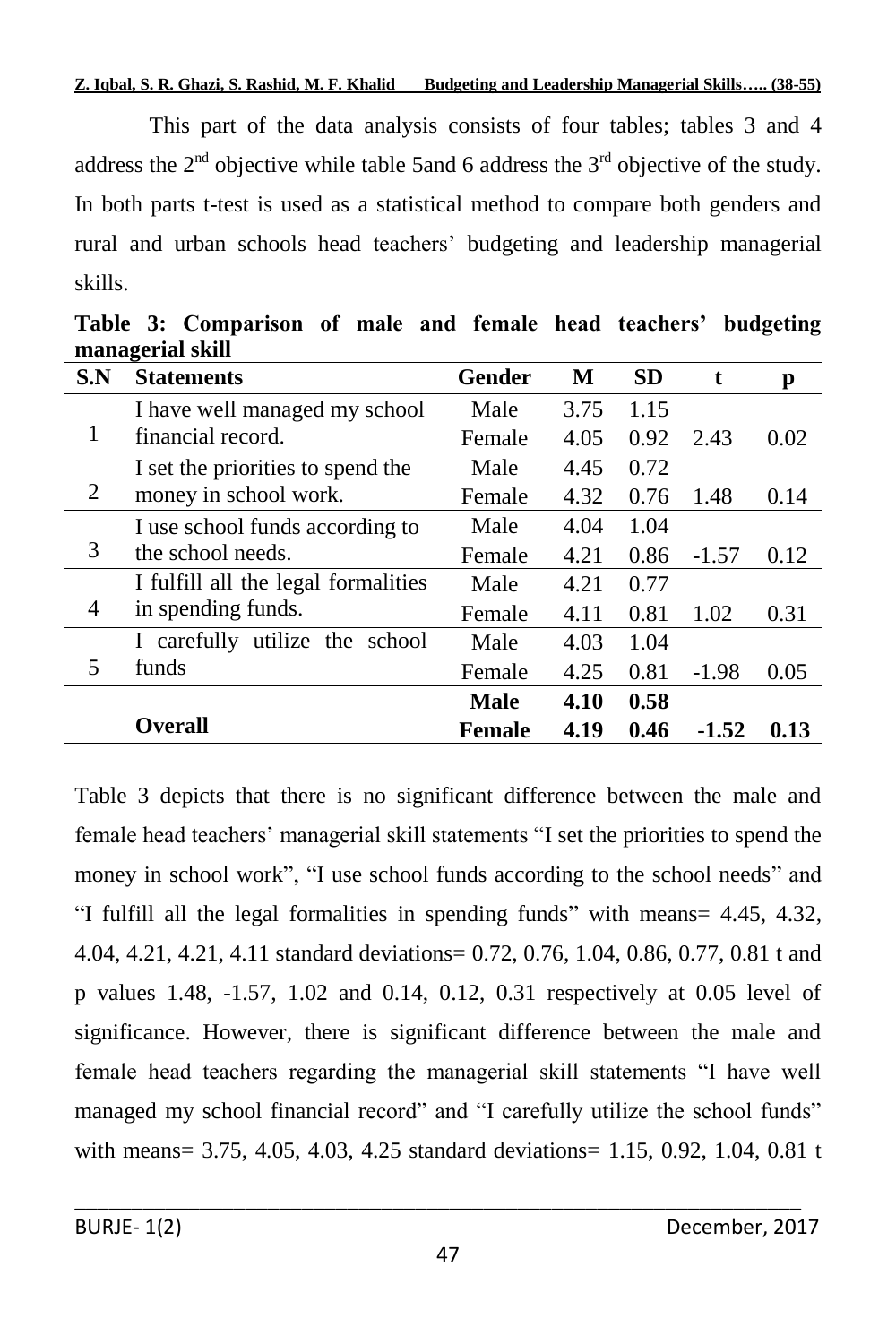This part of the data analysis consists of four tables; tables 3 and 4 address the 2nd objective while table 5and 6 address the 3rd objective of the study. In both parts t-test is used as a statistical method to compare both genders and rural and urban schools head teachers' budgeting and leadership managerial skills.

**Table 3: Comparison of male and female head teachers' budgeting managerial skill**

| S.N | Statements | Gender | M | SD | t | p |
|---|---|---|---|---|---|---|
| 1 | I have well managed my school financial record. | Male | 3.75 | 1.15 | | |
| | | Female | 4.05 | 0.92 | 2.43 | 0.02 |
| 2 | I set the priorities to spend the money in school work. | Male | 4.45 | 0.72 | | |
| | | Female | 4.32 | 0.76 | 1.48 | 0.14 |
| 3 | I use school funds according to the school needs. | Male | 4.04 | 1.04 | | |
| | | Female | 4.21 | 0.86 | -1.57 | 0.12 |
| 4 | I fulfill all the legal formalities in spending funds. | Male | 4.21 | 0.77 | | |
| | | Female | 4.11 | 0.81 | 1.02 | 0.31 |
| 5 | I carefully utilize the school funds | Male | 4.03 | 1.04 | | |
| | | Female | 4.25 | 0.81 | -1.98 | 0.05 |
| | **Overall** | **Male** | **4.10** | **0.58** | | |
| | | **Female** | **4.19** | **0.46** | **-1.52** | **0.13** |

Table 3 depicts that there is no significant difference between the male and female head teachers' managerial skill statements "I set the priorities to spend the money in school work", "I use school funds according to the school needs" and "I fulfill all the legal formalities in spending funds" with means= 4.45, 4.32, 4.04, 4.21, 4.21, 4.11 standard deviations= 0.72, 0.76, 1.04, 0.86, 0.77, 0.81 t and p values 1.48, -1.57, 1.02 and 0.14, 0.12, 0.31 respectively at 0.05 level of significance. However, there is significant difference between the male and female head teachers regarding the managerial skill statements "I have well managed my school financial record" and "I carefully utilize the school funds" with means= 3.75, 4.05, 4.03, 4.25 standard deviations= 1.15, 0.92, 1.04, 0.81 t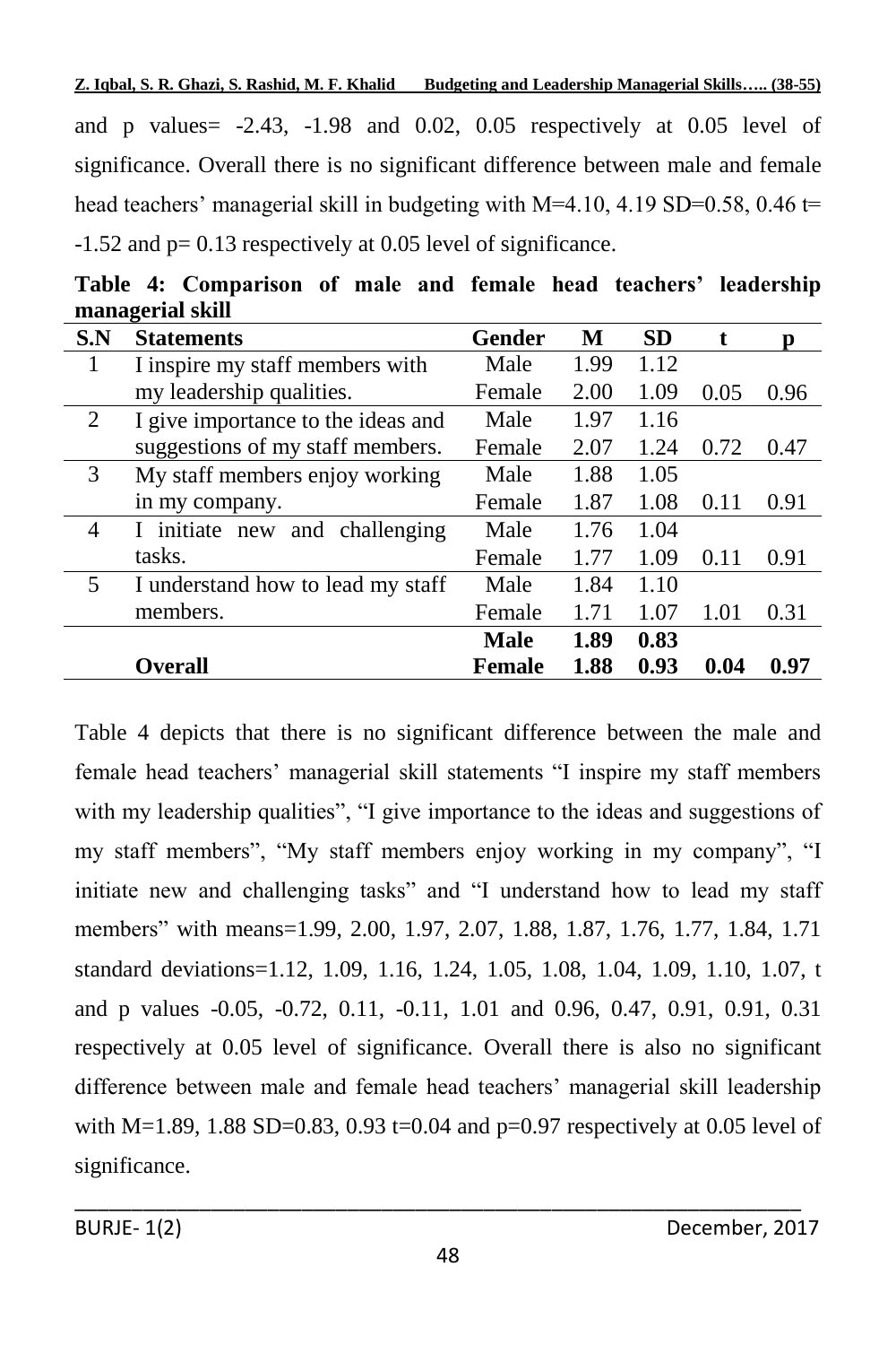and p values= -2.43, -1.98 and 0.02, 0.05 respectively at 0.05 level of significance. Overall there is no significant difference between male and female head teachers' managerial skill in budgeting with M=4.10, 4.19 SD=0.58, 0.46 t= -1.52 and p= 0.13 respectively at 0.05 level of significance.

**Table 4: Comparison of male and female head teachers' leadership managerial skill**

| S.N | Statements | Gender | M | SD | t | p |
|---|---|---|---|---|---|---|
| 1 | I inspire my staff members with my leadership qualities. | Male | 1.99 | 1.12 | | |
| | | Female | 2.00 | 1.09 | 0.05 | 0.96 |
| 2 | I give importance to the ideas and suggestions of my staff members. | Male | 1.97 | 1.16 | | |
| | | Female | 2.07 | 1.24 | 0.72 | 0.47 |
| 3 | My staff members enjoy working in my company. | Male | 1.88 | 1.05 | | |
| | | Female | 1.87 | 1.08 | 0.11 | 0.91 |
| 4 | I initiate new and challenging tasks. | Male | 1.76 | 1.04 | | |
| | | Female | 1.77 | 1.09 | 0.11 | 0.91 |
| 5 | I understand how to lead my staff members. | Male | 1.84 | 1.10 | | |
| | | Female | 1.71 | 1.07 | 1.01 | 0.31 |
| | | **Male** | **1.89** | **0.83** | | |
| | **Overall** | **Female** | **1.88** | **0.93** | **0.04** | **0.97** |

Table 4 depicts that there is no significant difference between the male and female head teachers' managerial skill statements "I inspire my staff members with my leadership qualities", "I give importance to the ideas and suggestions of my staff members", "My staff members enjoy working in my company", "I initiate new and challenging tasks" and "I understand how to lead my staff members" with means=1.99, 2.00, 1.97, 2.07, 1.88, 1.87, 1.76, 1.77, 1.84, 1.71 standard deviations=1.12, 1.09, 1.16, 1.24, 1.05, 1.08, 1.04, 1.09, 1.10, 1.07, t and p values -0.05, -0.72, 0.11, -0.11, 1.01 and 0.96, 0.47, 0.91, 0.91, 0.31 respectively at 0.05 level of significance. Overall there is also no significant difference between male and female head teachers' managerial skill leadership with M=1.89, 1.88 SD=0.83, 0.93 t=0.04 and p=0.97 respectively at 0.05 level of significance.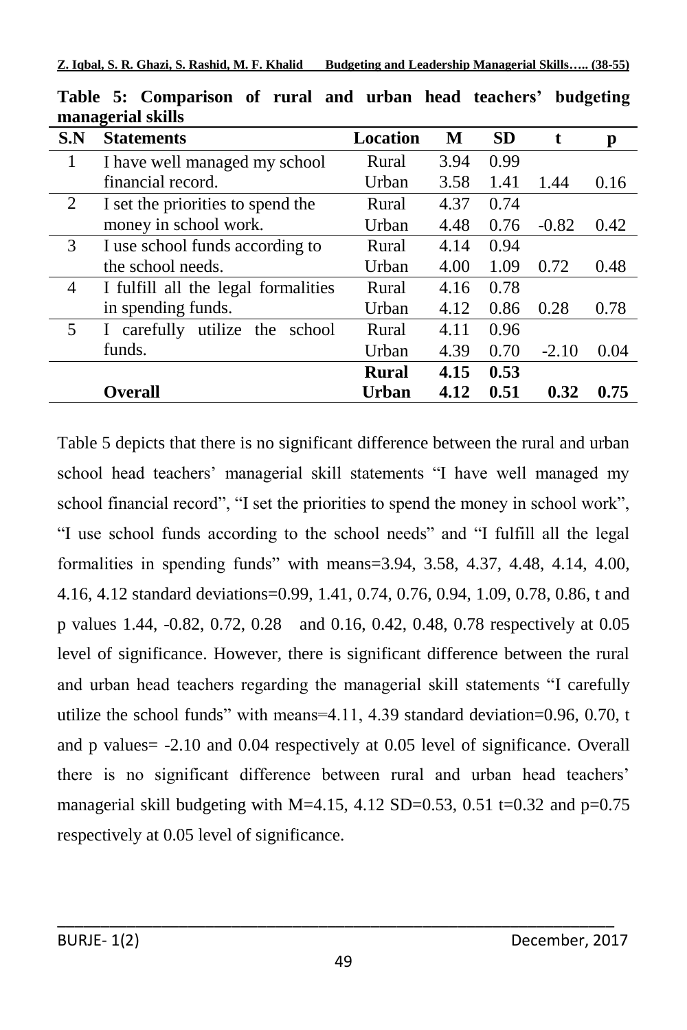**Table 5: Comparison of rural and urban head teachers' budgeting managerial skills**

| S.N | Statements | Location | M | SD | t | p |
|---|---|---|---|---|---|---|
| 1 | I have well managed my school financial record. | Rural | 3.94 | 0.99 | | |
| | | Urban | 3.58 | 1.41 | 1.44 | 0.16 |
| 2 | I set the priorities to spend the money in school work. | Rural | 4.37 | 0.74 | | |
| | | Urban | 4.48 | 0.76 | -0.82 | 0.42 |
| 3 | I use school funds according to the school needs. | Rural | 4.14 | 0.94 | | |
| | | Urban | 4.00 | 1.09 | 0.72 | 0.48 |
| 4 | I fulfill all the legal formalities in spending funds. | Rural | 4.16 | 0.78 | | |
| | | Urban | 4.12 | 0.86 | 0.28 | 0.78 |
| 5 | I carefully utilize the school funds. | Rural | 4.11 | 0.96 | | |
| | | Urban | 4.39 | 0.70 | -2.10 | 0.04 |
| | | **Rural** | **4.15** | **0.53** | | |
| | **Overall** | **Urban** | **4.12** | **0.51** | **0.32** | **0.75** |

Table 5 depicts that there is no significant difference between the rural and urban school head teachers' managerial skill statements "I have well managed my school financial record", "I set the priorities to spend the money in school work", "I use school funds according to the school needs" and "I fulfill all the legal formalities in spending funds" with means=3.94, 3.58, 4.37, 4.48, 4.14, 4.00, 4.16, 4.12 standard deviations=0.99, 1.41, 0.74, 0.76, 0.94, 1.09, 0.78, 0.86, t and p values 1.44, -0.82, 0.72, 0.28 and 0.16, 0.42, 0.48, 0.78 respectively at 0.05 level of significance. However, there is significant difference between the rural and urban head teachers regarding the managerial skill statements "I carefully utilize the school funds" with means=4.11, 4.39 standard deviation=0.96, 0.70, t and p values= -2.10 and 0.04 respectively at 0.05 level of significance. Overall there is no significant difference between rural and urban head teachers' managerial skill budgeting with M=4.15, 4.12 SD=0.53, 0.51 t=0.32 and p=0.75 respectively at 0.05 level of significance.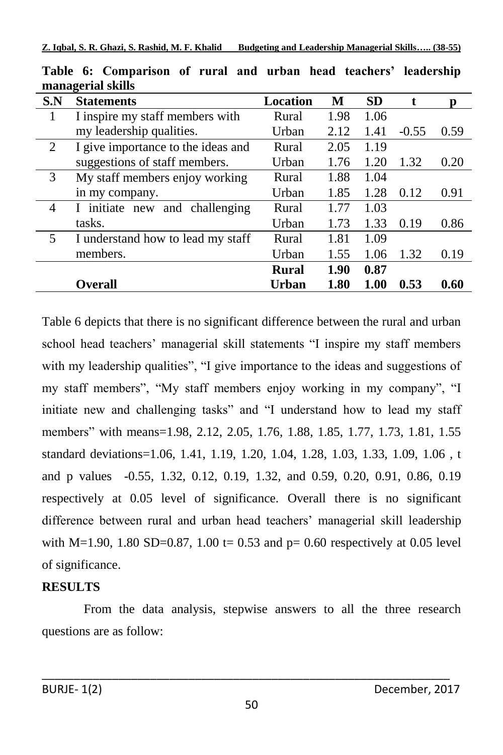**Table 6: Comparison of rural and urban head teachers' leadership managerial skills**

| S.N | Statements | Location | M | SD | t | p |
|---|---|---|---|---|---|---|
| 1 | I inspire my staff members with my leadership qualities. | Rural | 1.98 | 1.06 | | |
| | | Urban | 2.12 | 1.41 | -0.55 | 0.59 |
| 2 | I give importance to the ideas and suggestions of staff members. | Rural | 2.05 | 1.19 | | |
| | | Urban | 1.76 | 1.20 | 1.32 | 0.20 |
| 3 | My staff members enjoy working in my company. | Rural | 1.88 | 1.04 | | |
| | | Urban | 1.85 | 1.28 | 0.12 | 0.91 |
| 4 | I initiate new and challenging tasks. | Rural | 1.77 | 1.03 | | |
| | | Urban | 1.73 | 1.33 | 0.19 | 0.86 |
| 5 | I understand how to lead my staff members. | Rural | 1.81 | 1.09 | | |
| | | Urban | 1.55 | 1.06 | 1.32 | 0.19 |
| | | **Rural** | **1.90** | **0.87** | | |
| | **Overall** | **Urban** | **1.80** | **1.00** | **0.53** | **0.60** |

Table 6 depicts that there is no significant difference between the rural and urban school head teachers' managerial skill statements "I inspire my staff members with my leadership qualities", "I give importance to the ideas and suggestions of my staff members", "My staff members enjoy working in my company", "I initiate new and challenging tasks" and "I understand how to lead my staff members" with means=1.98, 2.12, 2.05, 1.76, 1.88, 1.85, 1.77, 1.73, 1.81, 1.55 standard deviations=1.06, 1.41, 1.19, 1.20, 1.04, 1.28, 1.03, 1.33, 1.09, 1.06 , t and p values -0.55, 1.32, 0.12, 0.19, 1.32, and 0.59, 0.20, 0.91, 0.86, 0.19 respectively at 0.05 level of significance. Overall there is no significant difference between rural and urban head teachers' managerial skill leadership with M=1.90, 1.80 SD=0.87, 1.00 t= 0.53 and p= 0.60 respectively at 0.05 level of significance.

## RESULTS

From the data analysis, stepwise answers to all the three research questions are as follow: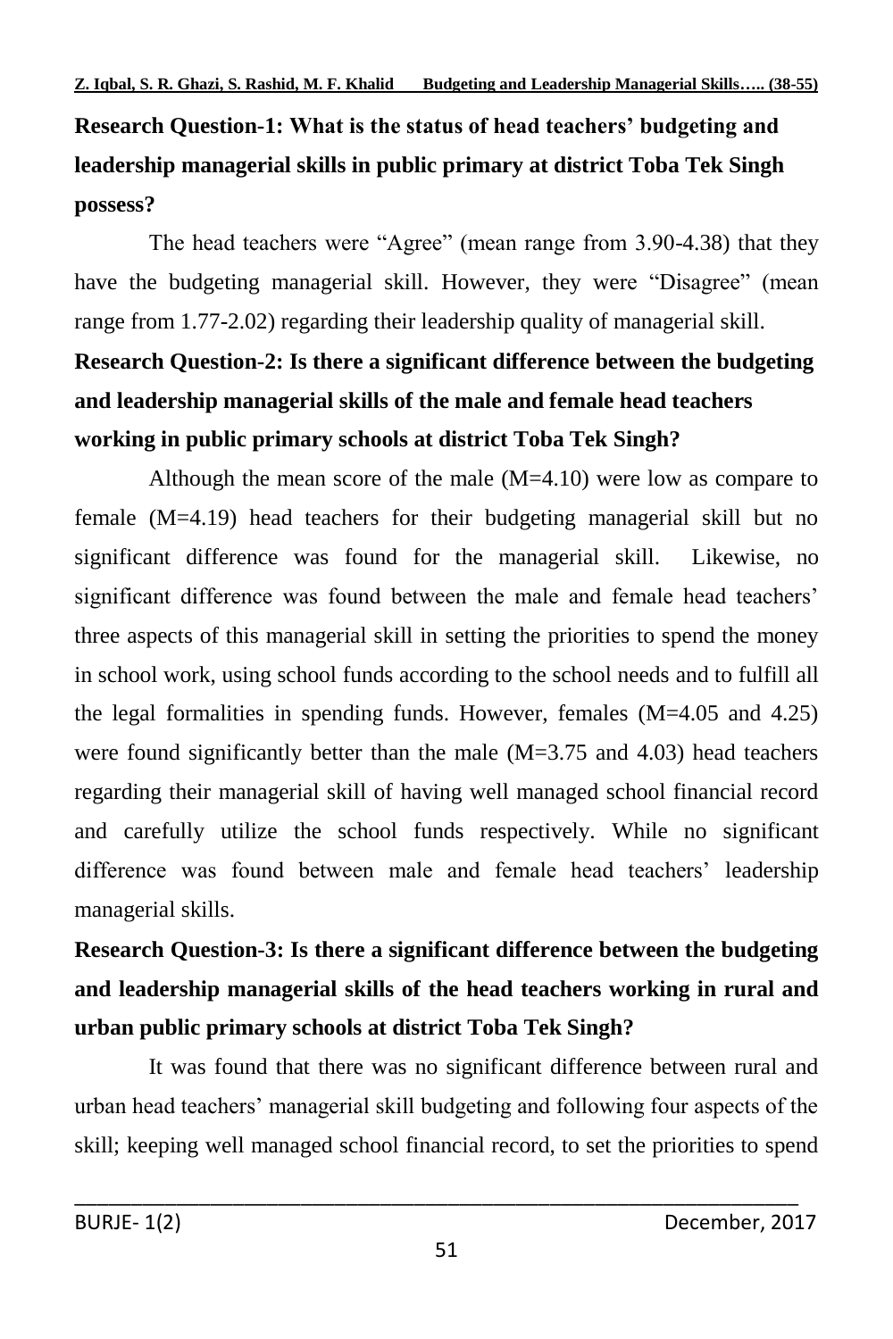**Research Question-1: What is the status of head teachers' budgeting and leadership managerial skills in public primary at district Toba Tek Singh possess?**

The head teachers were "Agree" (mean range from 3.90-4.38) that they have the budgeting managerial skill. However, they were "Disagree" (mean range from 1.77-2.02) regarding their leadership quality of managerial skill.

**Research Question-2: Is there a significant difference between the budgeting and leadership managerial skills of the male and female head teachers working in public primary schools at district Toba Tek Singh?**

Although the mean score of the male (M=4.10) were low as compare to female (M=4.19) head teachers for their budgeting managerial skill but no significant difference was found for the managerial skill. Likewise, no significant difference was found between the male and female head teachers' three aspects of this managerial skill in setting the priorities to spend the money in school work, using school funds according to the school needs and to fulfill all the legal formalities in spending funds. However, females (M=4.05 and 4.25) were found significantly better than the male (M=3.75 and 4.03) head teachers regarding their managerial skill of having well managed school financial record and carefully utilize the school funds respectively. While no significant difference was found between male and female head teachers' leadership managerial skills.

**Research Question-3: Is there a significant difference between the budgeting and leadership managerial skills of the head teachers working in rural and urban public primary schools at district Toba Tek Singh?**

It was found that there was no significant difference between rural and urban head teachers' managerial skill budgeting and following four aspects of the skill; keeping well managed school financial record, to set the priorities to spend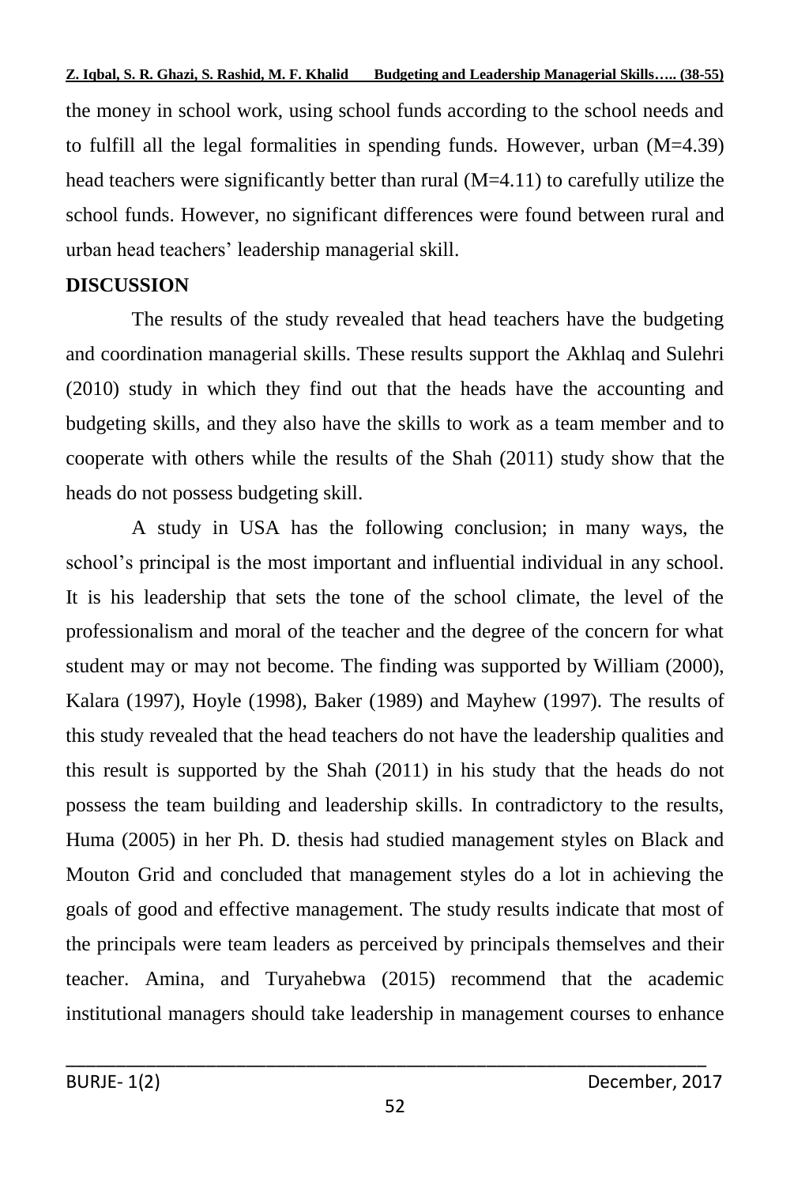the money in school work, using school funds according to the school needs and to fulfill all the legal formalities in spending funds. However, urban (M=4.39) head teachers were significantly better than rural (M=4.11) to carefully utilize the school funds. However, no significant differences were found between rural and urban head teachers' leadership managerial skill.

## DISCUSSION

The results of the study revealed that head teachers have the budgeting and coordination managerial skills. These results support the Akhlaq and Sulehri (2010) study in which they find out that the heads have the accounting and budgeting skills, and they also have the skills to work as a team member and to cooperate with others while the results of the Shah (2011) study show that the heads do not possess budgeting skill.

A study in USA has the following conclusion; in many ways, the school's principal is the most important and influential individual in any school. It is his leadership that sets the tone of the school climate, the level of the professionalism and moral of the teacher and the degree of the concern for what student may or may not become. The finding was supported by William (2000), Kalara (1997), Hoyle (1998), Baker (1989) and Mayhew (1997). The results of this study revealed that the head teachers do not have the leadership qualities and this result is supported by the Shah (2011) in his study that the heads do not possess the team building and leadership skills. In contradictory to the results, Huma (2005) in her Ph. D. thesis had studied management styles on Black and Mouton Grid and concluded that management styles do a lot in achieving the goals of good and effective management. The study results indicate that most of the principals were team leaders as perceived by principals themselves and their teacher. Amina, and Turyahebwa (2015) recommend that the academic institutional managers should take leadership in management courses to enhance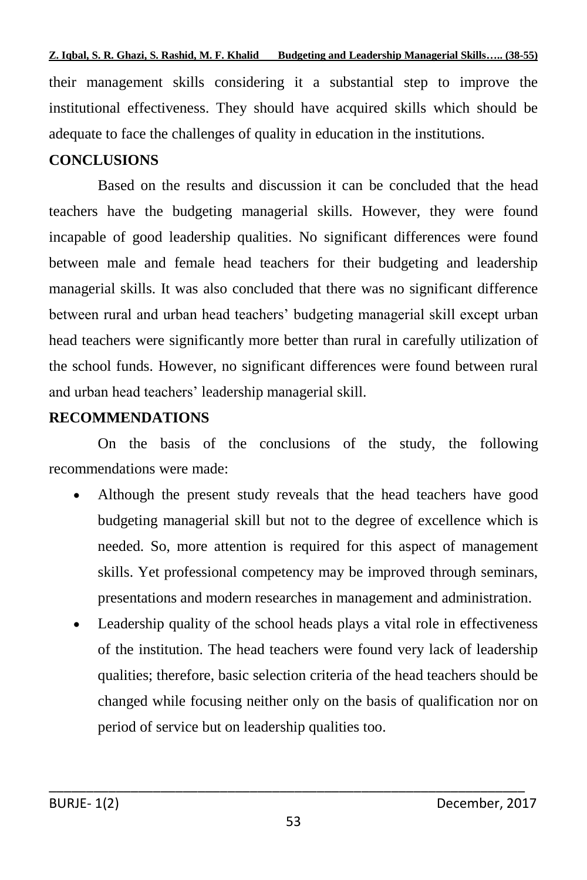their management skills considering it a substantial step to improve the institutional effectiveness. They should have acquired skills which should be adequate to face the challenges of quality in education in the institutions.

## CONCLUSIONS

Based on the results and discussion it can be concluded that the head teachers have the budgeting managerial skills. However, they were found incapable of good leadership qualities. No significant differences were found between male and female head teachers for their budgeting and leadership managerial skills. It was also concluded that there was no significant difference between rural and urban head teachers' budgeting managerial skill except urban head teachers were significantly more better than rural in carefully utilization of the school funds. However, no significant differences were found between rural and urban head teachers' leadership managerial skill.

## RECOMMENDATIONS

On the basis of the conclusions of the study, the following recommendations were made:

- Although the present study reveals that the head teachers have good budgeting managerial skill but not to the degree of excellence which is needed. So, more attention is required for this aspect of management skills. Yet professional competency may be improved through seminars, presentations and modern researches in management and administration.
- Leadership quality of the school heads plays a vital role in effectiveness of the institution. The head teachers were found very lack of leadership qualities; therefore, basic selection criteria of the head teachers should be changed while focusing neither only on the basis of qualification nor on period of service but on leadership qualities too.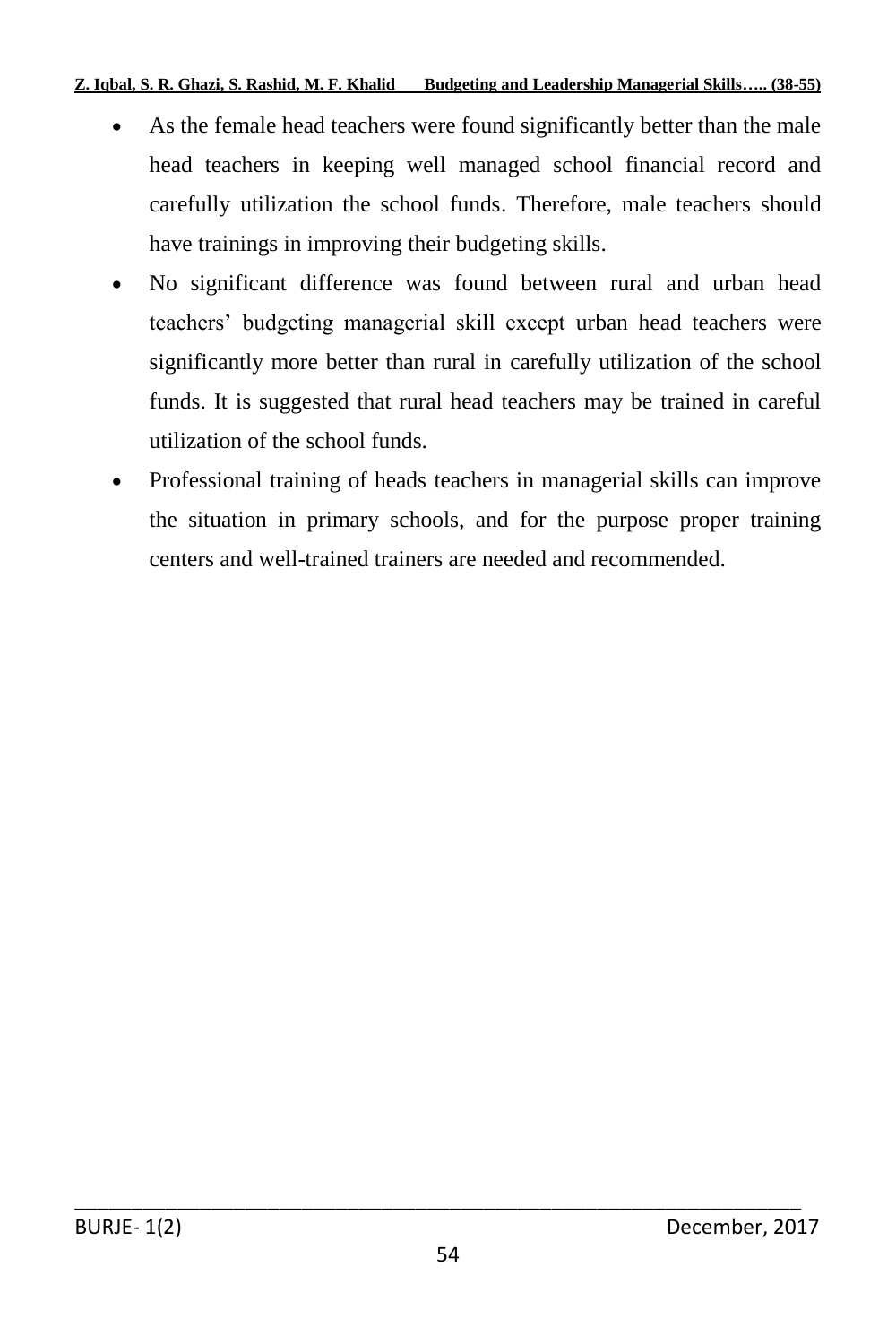- As the female head teachers were found significantly better than the male head teachers in keeping well managed school financial record and carefully utilization the school funds. Therefore, male teachers should have trainings in improving their budgeting skills.
- No significant difference was found between rural and urban head teachers' budgeting managerial skill except urban head teachers were significantly more better than rural in carefully utilization of the school funds. It is suggested that rural head teachers may be trained in careful utilization of the school funds.
- Professional training of heads teachers in managerial skills can improve the situation in primary schools, and for the purpose proper training centers and well-trained trainers are needed and recommended.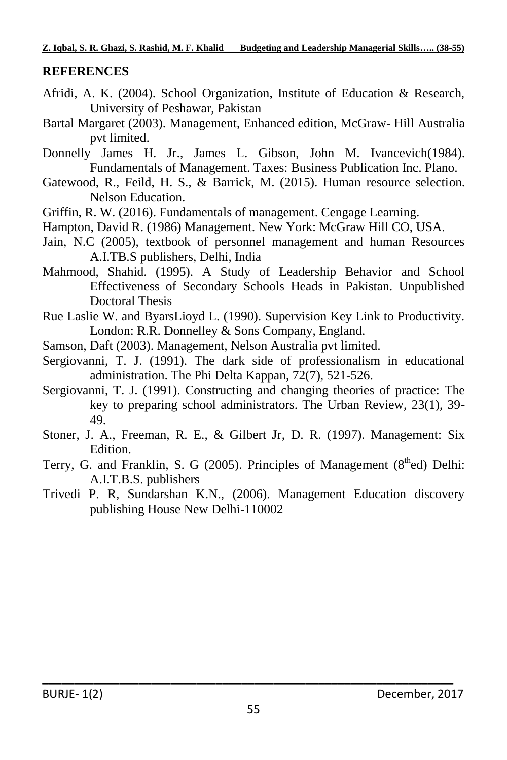## REFERENCES

Afridi, A. K. (2004). School Organization, Institute of Education & Research, University of Peshawar, Pakistan

Bartal Margaret (2003). Management, Enhanced edition, McGraw- Hill Australia pvt limited.

Donnelly James H. Jr., James L. Gibson, John M. Ivancevich(1984). Fundamentals of Management. Taxes: Business Publication Inc. Plano.

Gatewood, R., Feild, H. S., & Barrick, M. (2015). Human resource selection. Nelson Education.

Griffin, R. W. (2016). Fundamentals of management. Cengage Learning.

Hampton, David R. (1986) Management. New York: McGraw Hill CO, USA.

Jain, N.C (2005), textbook of personnel management and human Resources A.I.TB.S publishers, Delhi, India

Mahmood, Shahid. (1995). A Study of Leadership Behavior and School Effectiveness of Secondary Schools Heads in Pakistan. Unpublished Doctoral Thesis

Rue Laslie W. and ByarsLioyd L. (1990). Supervision Key Link to Productivity. London: R.R. Donnelley & Sons Company, England.

Samson, Daft (2003). Management, Nelson Australia pvt limited.

Sergiovanni, T. J. (1991). The dark side of professionalism in educational administration. The Phi Delta Kappan, 72(7), 521-526.

Sergiovanni, T. J. (1991). Constructing and changing theories of practice: The key to preparing school administrators. The Urban Review, 23(1), 39-49.

Stoner, J. A., Freeman, R. E., & Gilbert Jr, D. R. (1997). Management: Six Edition.

Terry, G. and Franklin, S. G (2005). Principles of Management (8th ed) Delhi: A.I.T.B.S. publishers

Trivedi P. R, Sundarshan K.N., (2006). Management Education discovery publishing House New Delhi-110002